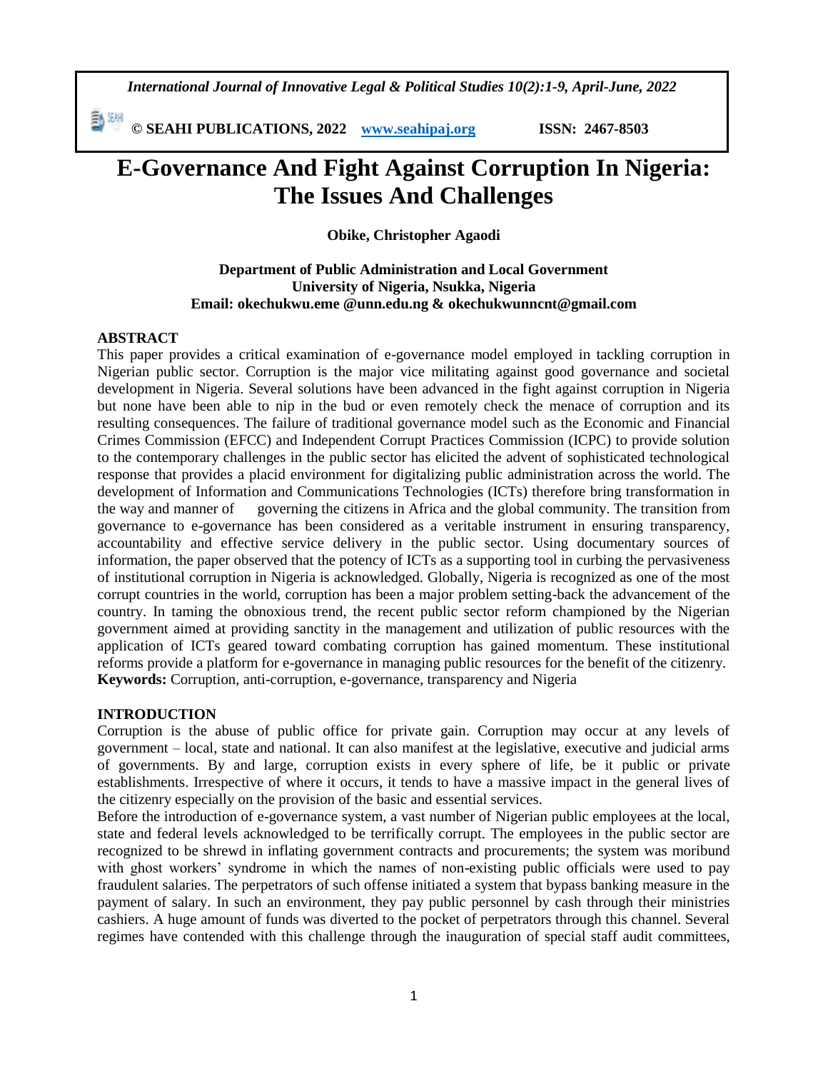# E-Governance And Fight Against Corruption In Nigeria: The Issues And Challenges

**Obike, Christopher Agaodi**

**Department of Public Administration and Local Government**
**University of Nigeria, Nsukka, Nigeria**
**Email: okechukwu.eme @unn.edu.ng & okechukwunncnt@gmail.com**

## ABSTRACT

This paper provides a critical examination of e-governance model employed in tackling corruption in Nigerian public sector. Corruption is the major vice militating against good governance and societal development in Nigeria. Several solutions have been advanced in the fight against corruption in Nigeria but none have been able to nip in the bud or even remotely check the menace of corruption and its resulting consequences. The failure of traditional governance model such as the Economic and Financial Crimes Commission (EFCC) and Independent Corrupt Practices Commission (ICPC) to provide solution to the contemporary challenges in the public sector has elicited the advent of sophisticated technological response that provides a placid environment for digitalizing public administration across the world. The development of Information and Communications Technologies (ICTs) therefore bring transformation in the way and manner of governing the citizens in Africa and the global community. The transition from governance to e-governance has been considered as a veritable instrument in ensuring transparency, accountability and effective service delivery in the public sector. Using documentary sources of information, the paper observed that the potency of ICTs as a supporting tool in curbing the pervasiveness of institutional corruption in Nigeria is acknowledged. Globally, Nigeria is recognized as one of the most corrupt countries in the world, corruption has been a major problem setting-back the advancement of the country. In taming the obnoxious trend, the recent public sector reform championed by the Nigerian government aimed at providing sanctity in the management and utilization of public resources with the application of ICTs geared toward combating corruption has gained momentum. These institutional reforms provide a platform for e-governance in managing public resources for the benefit of the citizenry.

**Keywords:** Corruption, anti-corruption, e-governance, transparency and Nigeria

## INTRODUCTION

Corruption is the abuse of public office for private gain. Corruption may occur at any levels of government – local, state and national. It can also manifest at the legislative, executive and judicial arms of governments. By and large, corruption exists in every sphere of life, be it public or private establishments. Irrespective of where it occurs, it tends to have a massive impact in the general lives of the citizenry especially on the provision of the basic and essential services.

Before the introduction of e-governance system, a vast number of Nigerian public employees at the local, state and federal levels acknowledged to be terrifically corrupt. The employees in the public sector are recognized to be shrewd in inflating government contracts and procurements; the system was moribund with ghost workers' syndrome in which the names of non-existing public officials were used to pay fraudulent salaries. The perpetrators of such offense initiated a system that bypass banking measure in the payment of salary. In such an environment, they pay public personnel by cash through their ministries cashiers. A huge amount of funds was diverted to the pocket of perpetrators through this channel. Several regimes have contended with this challenge through the inauguration of special staff audit committees,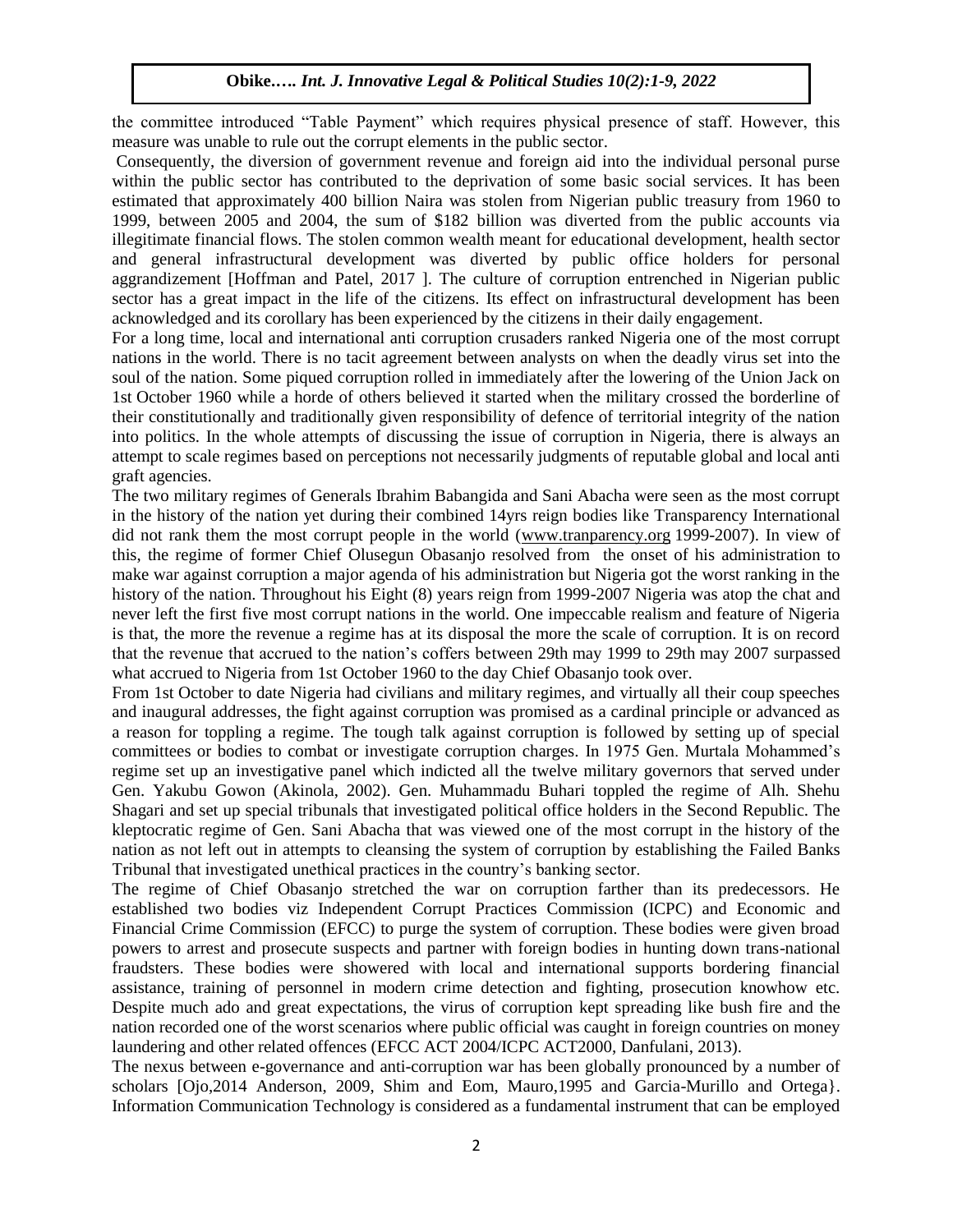the committee introduced "Table Payment" which requires physical presence of staff. However, this measure was unable to rule out the corrupt elements in the public sector.

Consequently, the diversion of government revenue and foreign aid into the individual personal purse within the public sector has contributed to the deprivation of some basic social services. It has been estimated that approximately 400 billion Naira was stolen from Nigerian public treasury from 1960 to 1999, between 2005 and 2004, the sum of $182 billion was diverted from the public accounts via illegitimate financial flows. The stolen common wealth meant for educational development, health sector and general infrastructural development was diverted by public office holders for personal aggrandizement [Hoffman and Patel, 2017 ]. The culture of corruption entrenched in Nigerian public sector has a great impact in the life of the citizens. Its effect on infrastructural development has been acknowledged and its corollary has been experienced by the citizens in their daily engagement.

For a long time, local and international anti corruption crusaders ranked Nigeria one of the most corrupt nations in the world. There is no tacit agreement between analysts on when the deadly virus set into the soul of the nation. Some piqued corruption rolled in immediately after the lowering of the Union Jack on 1st October 1960 while a horde of others believed it started when the military crossed the borderline of their constitutionally and traditionally given responsibility of defence of territorial integrity of the nation into politics. In the whole attempts of discussing the issue of corruption in Nigeria, there is always an attempt to scale regimes based on perceptions not necessarily judgments of reputable global and local anti graft agencies.

The two military regimes of Generals Ibrahim Babangida and Sani Abacha were seen as the most corrupt in the history of the nation yet during their combined 14yrs reign bodies like Transparency International did not rank them the most corrupt people in the world (www.tranparency.org 1999-2007). In view of this, the regime of former Chief Olusegun Obasanjo resolved from the onset of his administration to make war against corruption a major agenda of his administration but Nigeria got the worst ranking in the history of the nation. Throughout his Eight (8) years reign from 1999-2007 Nigeria was atop the chat and never left the first five most corrupt nations in the world. One impeccable realism and feature of Nigeria is that, the more the revenue a regime has at its disposal the more the scale of corruption. It is on record that the revenue that accrued to the nation's coffers between 29th may 1999 to 29th may 2007 surpassed what accrued to Nigeria from 1st October 1960 to the day Chief Obasanjo took over.

From 1st October to date Nigeria had civilians and military regimes, and virtually all their coup speeches and inaugural addresses, the fight against corruption was promised as a cardinal principle or advanced as a reason for toppling a regime. The tough talk against corruption is followed by setting up of special committees or bodies to combat or investigate corruption charges. In 1975 Gen. Murtala Mohammed's regime set up an investigative panel which indicted all the twelve military governors that served under Gen. Yakubu Gowon (Akinola, 2002). Gen. Muhammadu Buhari toppled the regime of Alh. Shehu Shagari and set up special tribunals that investigated political office holders in the Second Republic. The kleptocratic regime of Gen. Sani Abacha that was viewed one of the most corrupt in the history of the nation as not left out in attempts to cleansing the system of corruption by establishing the Failed Banks Tribunal that investigated unethical practices in the country's banking sector.

The regime of Chief Obasanjo stretched the war on corruption farther than its predecessors. He established two bodies viz Independent Corrupt Practices Commission (ICPC) and Economic and Financial Crime Commission (EFCC) to purge the system of corruption. These bodies were given broad powers to arrest and prosecute suspects and partner with foreign bodies in hunting down trans-national fraudsters. These bodies were showered with local and international supports bordering financial assistance, training of personnel in modern crime detection and fighting, prosecution knowhow etc. Despite much ado and great expectations, the virus of corruption kept spreading like bush fire and the nation recorded one of the worst scenarios where public official was caught in foreign countries on money laundering and other related offences (EFCC ACT 2004/ICPC ACT2000, Danfulani, 2013).

The nexus between e-governance and anti-corruption war has been globally pronounced by a number of scholars [Ojo,2014 Anderson, 2009, Shim and Eom, Mauro,1995 and Garcia-Murillo and Ortega}. Information Communication Technology is considered as a fundamental instrument that can be employed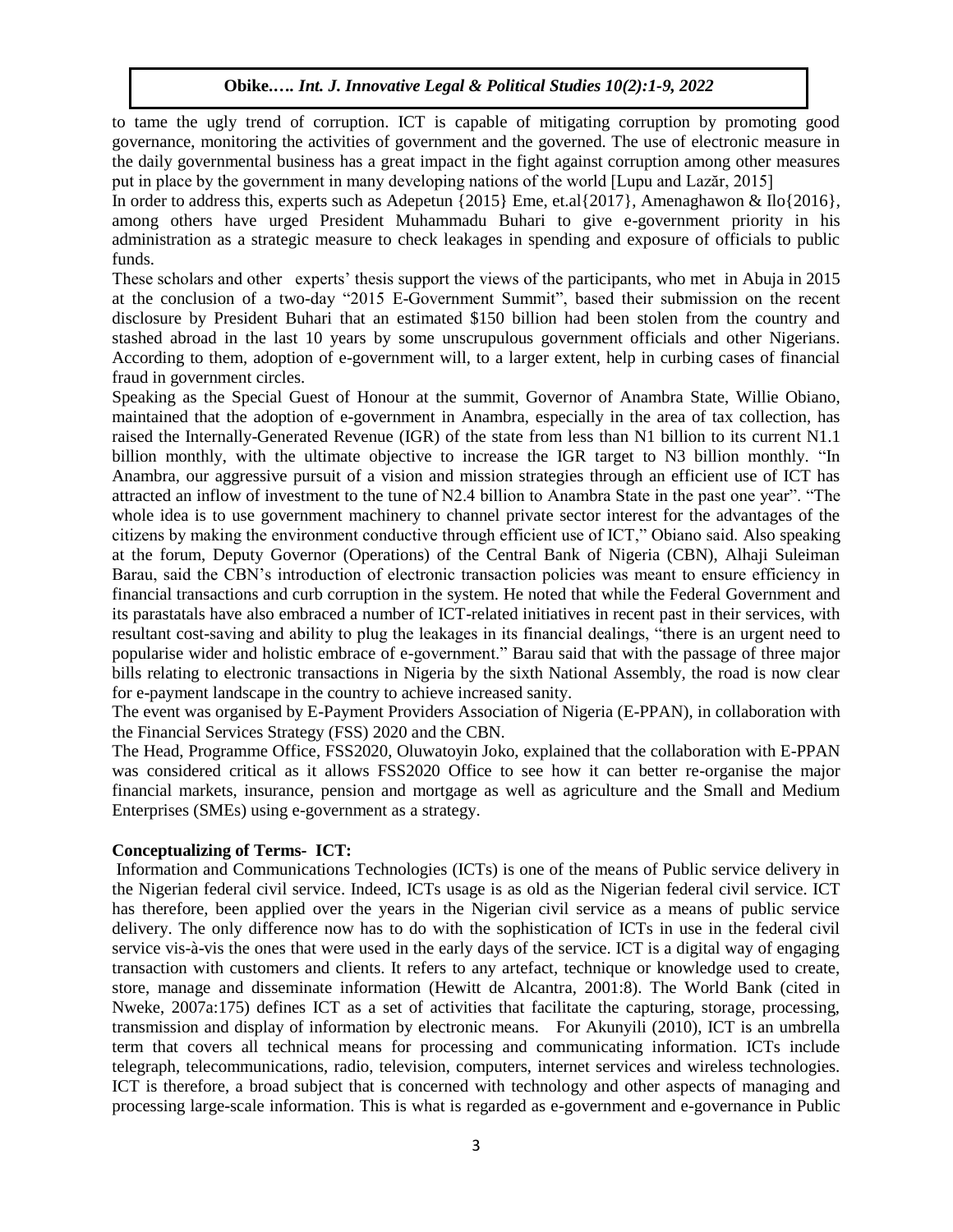to tame the ugly trend of corruption. ICT is capable of mitigating corruption by promoting good governance, monitoring the activities of government and the governed. The use of electronic measure in the daily governmental business has a great impact in the fight against corruption among other measures put in place by the government in many developing nations of the world [Lupu and Lazăr, 2015]

In order to address this, experts such as Adepetun {2015} Eme, et.al{2017}, Amenaghawon & Ilo{2016}, among others have urged President Muhammadu Buhari to give e-government priority in his administration as a strategic measure to check leakages in spending and exposure of officials to public funds.

These scholars and other experts' thesis support the views of the participants, who met in Abuja in 2015 at the conclusion of a two-day "2015 E-Government Summit", based their submission on the recent disclosure by President Buhari that an estimated $150 billion had been stolen from the country and stashed abroad in the last 10 years by some unscrupulous government officials and other Nigerians. According to them, adoption of e-government will, to a larger extent, help in curbing cases of financial fraud in government circles.

Speaking as the Special Guest of Honour at the summit, Governor of Anambra State, Willie Obiano, maintained that the adoption of e-government in Anambra, especially in the area of tax collection, has raised the Internally-Generated Revenue (IGR) of the state from less than N1 billion to its current N1.1 billion monthly, with the ultimate objective to increase the IGR target to N3 billion monthly. "In Anambra, our aggressive pursuit of a vision and mission strategies through an efficient use of ICT has attracted an inflow of investment to the tune of N2.4 billion to Anambra State in the past one year". "The whole idea is to use government machinery to channel private sector interest for the advantages of the citizens by making the environment conductive through efficient use of ICT," Obiano said. Also speaking at the forum, Deputy Governor (Operations) of the Central Bank of Nigeria (CBN), Alhaji Suleiman Barau, said the CBN's introduction of electronic transaction policies was meant to ensure efficiency in financial transactions and curb corruption in the system. He noted that while the Federal Government and its parastatals have also embraced a number of ICT-related initiatives in recent past in their services, with resultant cost-saving and ability to plug the leakages in its financial dealings, "there is an urgent need to popularise wider and holistic embrace of e-government." Barau said that with the passage of three major bills relating to electronic transactions in Nigeria by the sixth National Assembly, the road is now clear for e-payment landscape in the country to achieve increased sanity.

The event was organised by E-Payment Providers Association of Nigeria (E-PPAN), in collaboration with the Financial Services Strategy (FSS) 2020 and the CBN.

The Head, Programme Office, FSS2020, Oluwatoyin Joko, explained that the collaboration with E-PPAN was considered critical as it allows FSS2020 Office to see how it can better re-organise the major financial markets, insurance, pension and mortgage as well as agriculture and the Small and Medium Enterprises (SMEs) using e-government as a strategy.

**Conceptualizing of Terms- ICT:**

Information and Communications Technologies (ICTs) is one of the means of Public service delivery in the Nigerian federal civil service. Indeed, ICTs usage is as old as the Nigerian federal civil service. ICT has therefore, been applied over the years in the Nigerian civil service as a means of public service delivery. The only difference now has to do with the sophistication of ICTs in use in the federal civil service vis-à-vis the ones that were used in the early days of the service. ICT is a digital way of engaging transaction with customers and clients. It refers to any artefact, technique or knowledge used to create, store, manage and disseminate information (Hewitt de Alcantra, 2001:8). The World Bank (cited in Nweke, 2007a:175) defines ICT as a set of activities that facilitate the capturing, storage, processing, transmission and display of information by electronic means. For Akunyili (2010), ICT is an umbrella term that covers all technical means for processing and communicating information. ICTs include telegraph, telecommunications, radio, television, computers, internet services and wireless technologies. ICT is therefore, a broad subject that is concerned with technology and other aspects of managing and processing large-scale information. This is what is regarded as e-government and e-governance in Public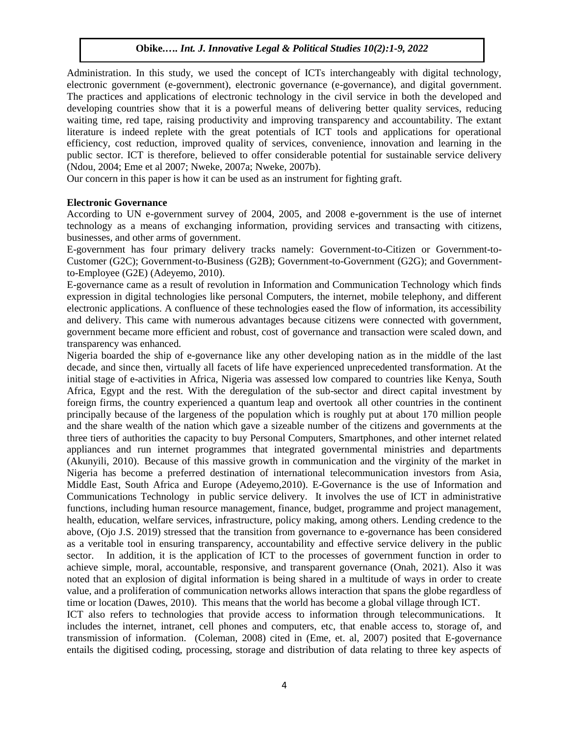Administration. In this study, we used the concept of ICTs interchangeably with digital technology, electronic government (e-government), electronic governance (e-governance), and digital government. The practices and applications of electronic technology in the civil service in both the developed and developing countries show that it is a powerful means of delivering better quality services, reducing waiting time, red tape, raising productivity and improving transparency and accountability. The extant literature is indeed replete with the great potentials of ICT tools and applications for operational efficiency, cost reduction, improved quality of services, convenience, innovation and learning in the public sector. ICT is therefore, believed to offer considerable potential for sustainable service delivery (Ndou, 2004; Eme et al 2007; Nweke, 2007a; Nweke, 2007b).

Our concern in this paper is how it can be used as an instrument for fighting graft.

**Electronic Governance**

According to UN e-government survey of 2004, 2005, and 2008 e-government is the use of internet technology as a means of exchanging information, providing services and transacting with citizens, businesses, and other arms of government.

E-government has four primary delivery tracks namely: Government-to-Citizen or Government-to-Customer (G2C); Government-to-Business (G2B); Government-to-Government (G2G); and Government-to-Employee (G2E) (Adeyemo, 2010).

E-governance came as a result of revolution in Information and Communication Technology which finds expression in digital technologies like personal Computers, the internet, mobile telephony, and different electronic applications. A confluence of these technologies eased the flow of information, its accessibility and delivery. This came with numerous advantages because citizens were connected with government, government became more efficient and robust, cost of governance and transaction were scaled down, and transparency was enhanced.

Nigeria boarded the ship of e-governance like any other developing nation as in the middle of the last decade, and since then, virtually all facets of life have experienced unprecedented transformation. At the initial stage of e-activities in Africa, Nigeria was assessed low compared to countries like Kenya, South Africa, Egypt and the rest. With the deregulation of the sub-sector and direct capital investment by foreign firms, the country experienced a quantum leap and overtook all other countries in the continent principally because of the largeness of the population which is roughly put at about 170 million people and the share wealth of the nation which gave a sizeable number of the citizens and governments at the three tiers of authorities the capacity to buy Personal Computers, Smartphones, and other internet related appliances and run internet programmes that integrated governmental ministries and departments (Akunyili, 2010). Because of this massive growth in communication and the virginity of the market in Nigeria has become a preferred destination of international telecommunication investors from Asia, Middle East, South Africa and Europe (Adeyemo,2010). E-Governance is the use of Information and Communications Technology in public service delivery. It involves the use of ICT in administrative functions, including human resource management, finance, budget, programme and project management, health, education, welfare services, infrastructure, policy making, among others. Lending credence to the above, (Ojo J.S. 2019) stressed that the transition from governance to e-governance has been considered as a veritable tool in ensuring transparency, accountability and effective service delivery in the public sector. In addition, it is the application of ICT to the processes of government function in order to achieve simple, moral, accountable, responsive, and transparent governance (Onah, 2021). Also it was noted that an explosion of digital information is being shared in a multitude of ways in order to create value, and a proliferation of communication networks allows interaction that spans the globe regardless of time or location (Dawes, 2010). This means that the world has become a global village through ICT.

ICT also refers to technologies that provide access to information through telecommunications. It includes the internet, intranet, cell phones and computers, etc, that enable access to, storage of, and transmission of information. (Coleman, 2008) cited in (Eme, et. al, 2007) posited that E-governance entails the digitised coding, processing, storage and distribution of data relating to three key aspects of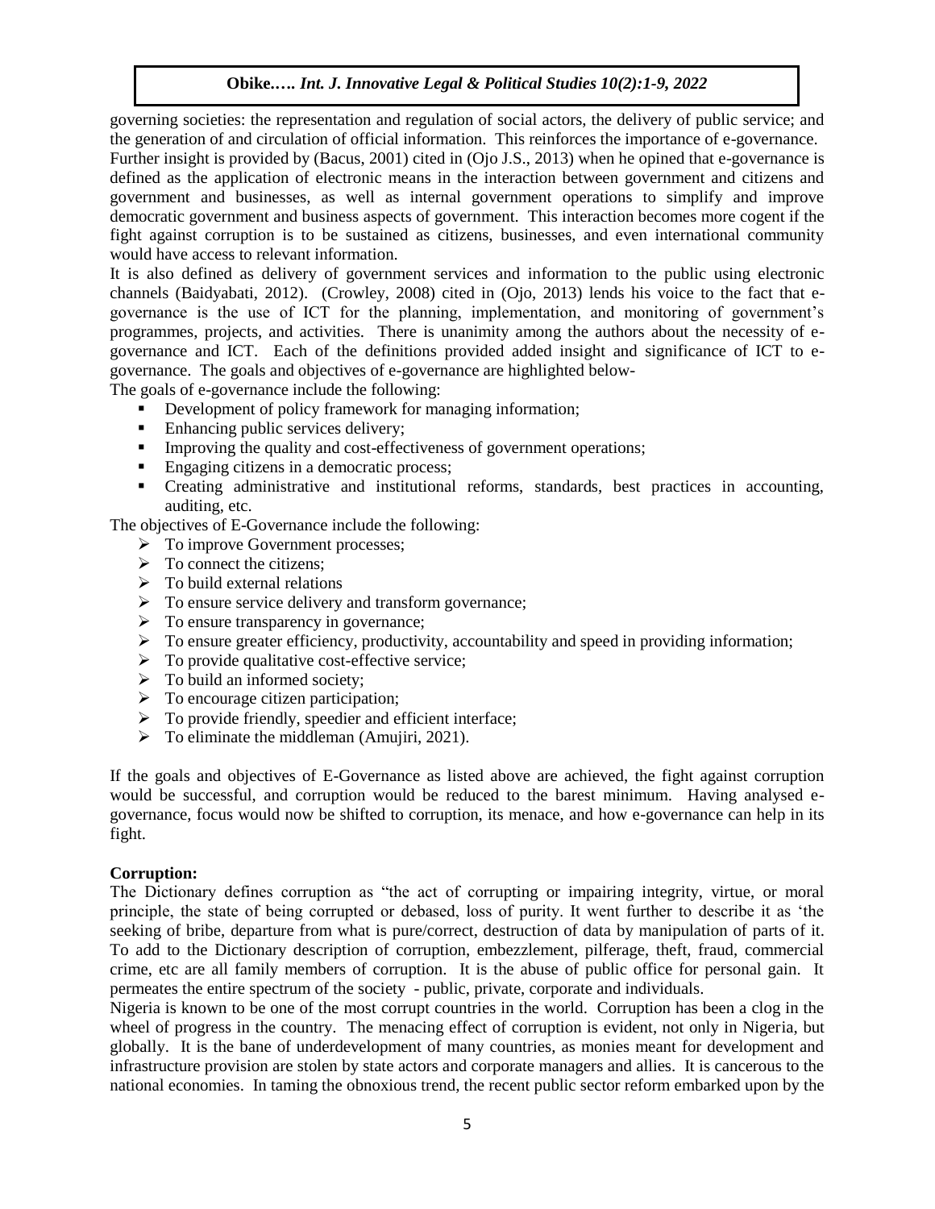governing societies: the representation and regulation of social actors, the delivery of public service; and the generation of and circulation of official information. This reinforces the importance of e-governance. Further insight is provided by (Bacus, 2001) cited in (Ojo J.S., 2013) when he opined that e-governance is defined as the application of electronic means in the interaction between government and citizens and government and businesses, as well as internal government operations to simplify and improve democratic government and business aspects of government. This interaction becomes more cogent if the fight against corruption is to be sustained as citizens, businesses, and even international community would have access to relevant information.

It is also defined as delivery of government services and information to the public using electronic channels (Baidyabati, 2012). (Crowley, 2008) cited in (Ojo, 2013) lends his voice to the fact that e-governance is the use of ICT for the planning, implementation, and monitoring of government's programmes, projects, and activities. There is unanimity among the authors about the necessity of e-governance and ICT. Each of the definitions provided added insight and significance of ICT to e-governance. The goals and objectives of e-governance are highlighted below-

The goals of e-governance include the following:

- Development of policy framework for managing information;
- Enhancing public services delivery;
- Improving the quality and cost-effectiveness of government operations;
- Engaging citizens in a democratic process;
- Creating administrative and institutional reforms, standards, best practices in accounting, auditing, etc.

The objectives of E-Governance include the following:

- To improve Government processes;
- To connect the citizens;
- To build external relations
- To ensure service delivery and transform governance;
- To ensure transparency in governance;
- To ensure greater efficiency, productivity, accountability and speed in providing information;
- To provide qualitative cost-effective service;
- To build an informed society;
- To encourage citizen participation;
- To provide friendly, speedier and efficient interface;
- To eliminate the middleman (Amujiri, 2021).

If the goals and objectives of E-Governance as listed above are achieved, the fight against corruption would be successful, and corruption would be reduced to the barest minimum. Having analysed e-governance, focus would now be shifted to corruption, its menace, and how e-governance can help in its fight.

**Corruption:**

The Dictionary defines corruption as "the act of corrupting or impairing integrity, virtue, or moral principle, the state of being corrupted or debased, loss of purity. It went further to describe it as 'the seeking of bribe, departure from what is pure/correct, destruction of data by manipulation of parts of it. To add to the Dictionary description of corruption, embezzlement, pilferage, theft, fraud, commercial crime, etc are all family members of corruption. It is the abuse of public office for personal gain. It permeates the entire spectrum of the society - public, private, corporate and individuals.

Nigeria is known to be one of the most corrupt countries in the world. Corruption has been a clog in the wheel of progress in the country. The menacing effect of corruption is evident, not only in Nigeria, but globally. It is the bane of underdevelopment of many countries, as monies meant for development and infrastructure provision are stolen by state actors and corporate managers and allies. It is cancerous to the national economies. In taming the obnoxious trend, the recent public sector reform embarked upon by the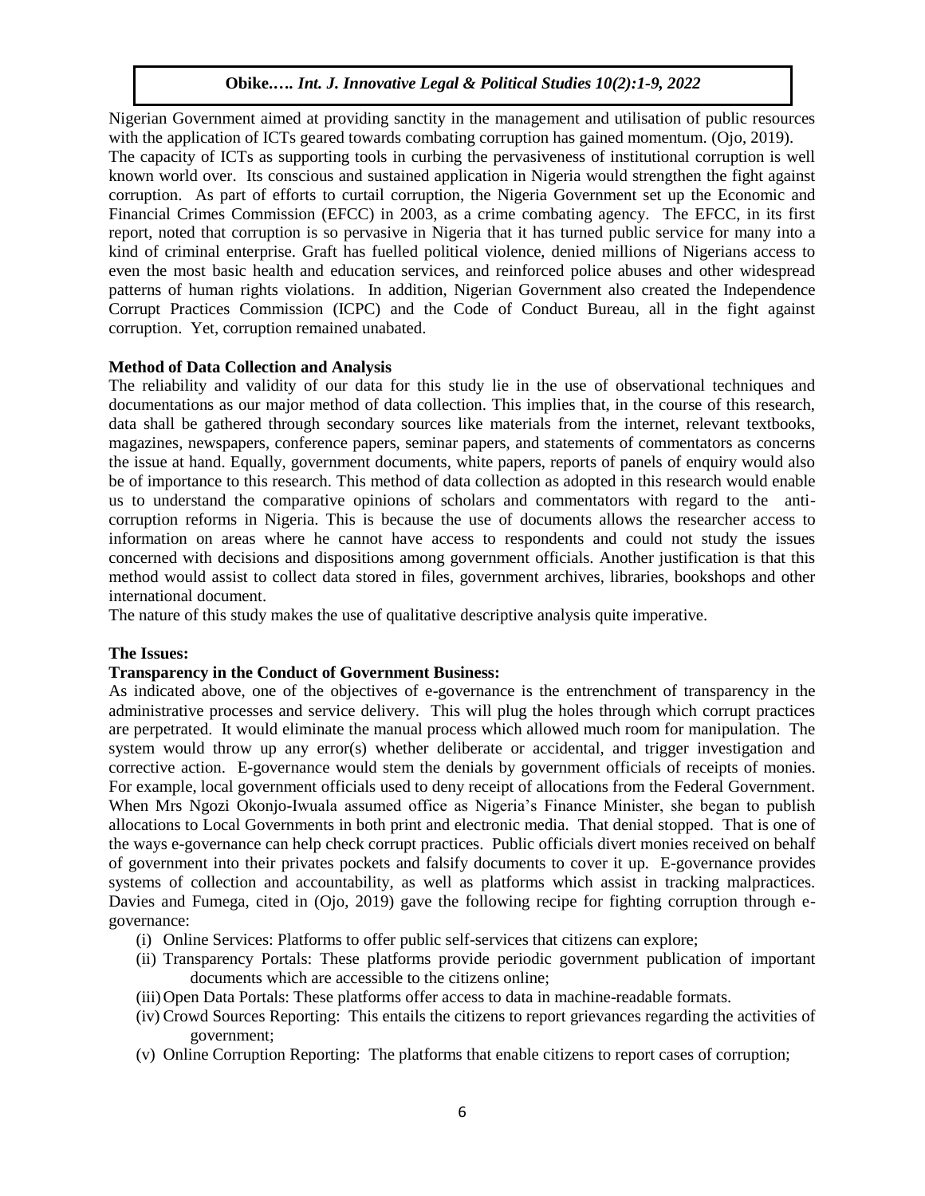Nigerian Government aimed at providing sanctity in the management and utilisation of public resources with the application of ICTs geared towards combating corruption has gained momentum. (Ojo, 2019).

The capacity of ICTs as supporting tools in curbing the pervasiveness of institutional corruption is well known world over. Its conscious and sustained application in Nigeria would strengthen the fight against corruption. As part of efforts to curtail corruption, the Nigeria Government set up the Economic and Financial Crimes Commission (EFCC) in 2003, as a crime combating agency. The EFCC, in its first report, noted that corruption is so pervasive in Nigeria that it has turned public service for many into a kind of criminal enterprise. Graft has fuelled political violence, denied millions of Nigerians access to even the most basic health and education services, and reinforced police abuses and other widespread patterns of human rights violations. In addition, Nigerian Government also created the Independence Corrupt Practices Commission (ICPC) and the Code of Conduct Bureau, all in the fight against corruption. Yet, corruption remained unabated.

**Method of Data Collection and Analysis**

The reliability and validity of our data for this study lie in the use of observational techniques and documentations as our major method of data collection. This implies that, in the course of this research, data shall be gathered through secondary sources like materials from the internet, relevant textbooks, magazines, newspapers, conference papers, seminar papers, and statements of commentators as concerns the issue at hand. Equally, government documents, white papers, reports of panels of enquiry would also be of importance to this research. This method of data collection as adopted in this research would enable us to understand the comparative opinions of scholars and commentators with regard to the anti-corruption reforms in Nigeria. This is because the use of documents allows the researcher access to information on areas where he cannot have access to respondents and could not study the issues concerned with decisions and dispositions among government officials. Another justification is that this method would assist to collect data stored in files, government archives, libraries, bookshops and other international document.

The nature of this study makes the use of qualitative descriptive analysis quite imperative.

**The Issues:**

**Transparency in the Conduct of Government Business:**

As indicated above, one of the objectives of e-governance is the entrenchment of transparency in the administrative processes and service delivery. This will plug the holes through which corrupt practices are perpetrated. It would eliminate the manual process which allowed much room for manipulation. The system would throw up any error(s) whether deliberate or accidental, and trigger investigation and corrective action. E-governance would stem the denials by government officials of receipts of monies. For example, local government officials used to deny receipt of allocations from the Federal Government. When Mrs Ngozi Okonjo-Iwuala assumed office as Nigeria's Finance Minister, she began to publish allocations to Local Governments in both print and electronic media. That denial stopped. That is one of the ways e-governance can help check corrupt practices. Public officials divert monies received on behalf of government into their privates pockets and falsify documents to cover it up. E-governance provides systems of collection and accountability, as well as platforms which assist in tracking malpractices. Davies and Fumega, cited in (Ojo, 2019) gave the following recipe for fighting corruption through e-governance:

(i) Online Services: Platforms to offer public self-services that citizens can explore;

(ii) Transparency Portals: These platforms provide periodic government publication of important documents which are accessible to the citizens online;

(iii) Open Data Portals: These platforms offer access to data in machine-readable formats.

(iv) Crowd Sources Reporting: This entails the citizens to report grievances regarding the activities of government;

(v) Online Corruption Reporting: The platforms that enable citizens to report cases of corruption;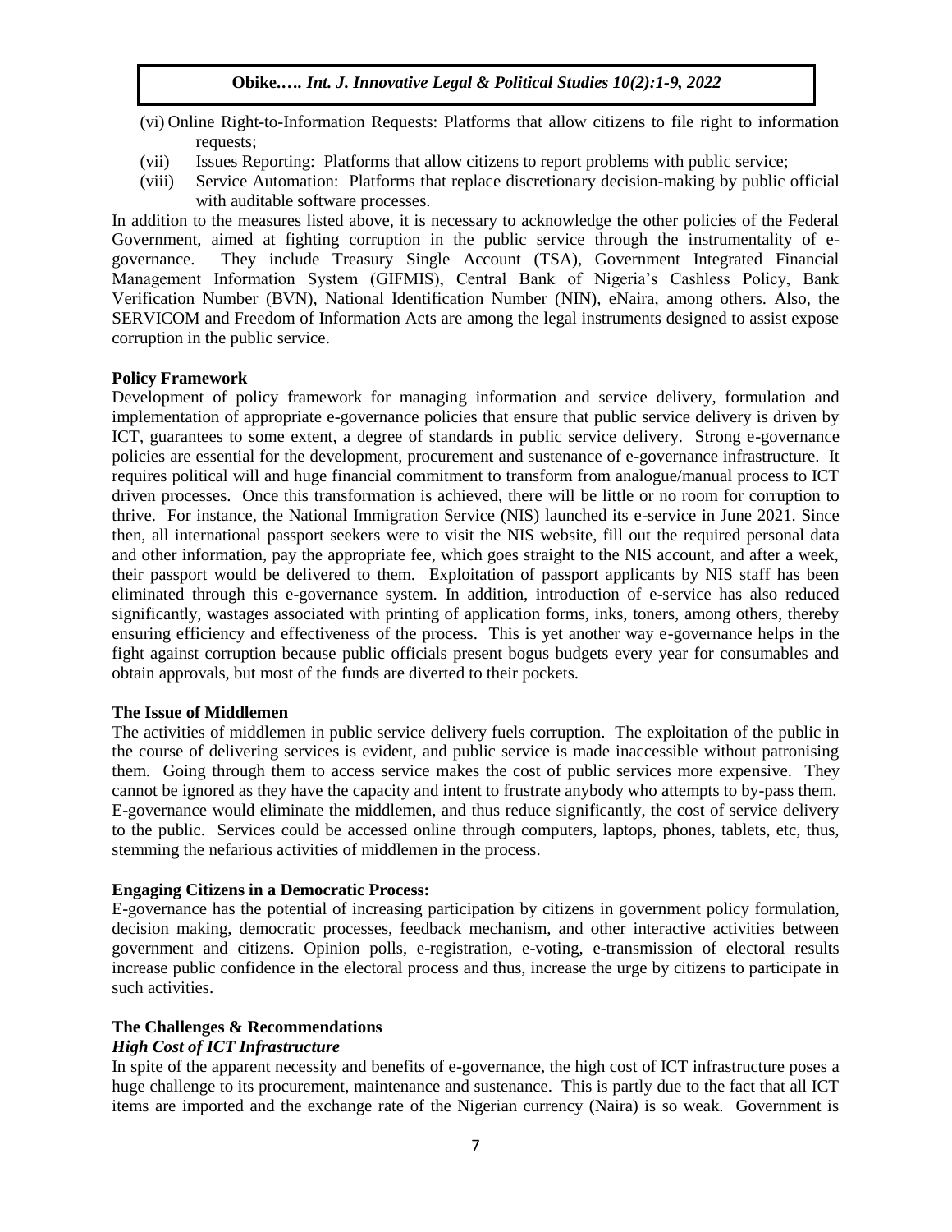(vi) Online Right-to-Information Requests: Platforms that allow citizens to file right to information requests;

(vii) Issues Reporting: Platforms that allow citizens to report problems with public service;

(viii) Service Automation: Platforms that replace discretionary decision-making by public official with auditable software processes.

In addition to the measures listed above, it is necessary to acknowledge the other policies of the Federal Government, aimed at fighting corruption in the public service through the instrumentality of e-governance. They include Treasury Single Account (TSA), Government Integrated Financial Management Information System (GIFMIS), Central Bank of Nigeria's Cashless Policy, Bank Verification Number (BVN), National Identification Number (NIN), eNaira, among others. Also, the SERVICOM and Freedom of Information Acts are among the legal instruments designed to assist expose corruption in the public service.

**Policy Framework**

Development of policy framework for managing information and service delivery, formulation and implementation of appropriate e-governance policies that ensure that public service delivery is driven by ICT, guarantees to some extent, a degree of standards in public service delivery. Strong e-governance policies are essential for the development, procurement and sustenance of e-governance infrastructure. It requires political will and huge financial commitment to transform from analogue/manual process to ICT driven processes. Once this transformation is achieved, there will be little or no room for corruption to thrive. For instance, the National Immigration Service (NIS) launched its e-service in June 2021. Since then, all international passport seekers were to visit the NIS website, fill out the required personal data and other information, pay the appropriate fee, which goes straight to the NIS account, and after a week, their passport would be delivered to them. Exploitation of passport applicants by NIS staff has been eliminated through this e-governance system. In addition, introduction of e-service has also reduced significantly, wastages associated with printing of application forms, inks, toners, among others, thereby ensuring efficiency and effectiveness of the process. This is yet another way e-governance helps in the fight against corruption because public officials present bogus budgets every year for consumables and obtain approvals, but most of the funds are diverted to their pockets.

**The Issue of Middlemen**

The activities of middlemen in public service delivery fuels corruption. The exploitation of the public in the course of delivering services is evident, and public service is made inaccessible without patronising them. Going through them to access service makes the cost of public services more expensive. They cannot be ignored as they have the capacity and intent to frustrate anybody who attempts to by-pass them. E-governance would eliminate the middlemen, and thus reduce significantly, the cost of service delivery to the public. Services could be accessed online through computers, laptops, phones, tablets, etc, thus, stemming the nefarious activities of middlemen in the process.

**Engaging Citizens in a Democratic Process:**

E-governance has the potential of increasing participation by citizens in government policy formulation, decision making, democratic processes, feedback mechanism, and other interactive activities between government and citizens. Opinion polls, e-registration, e-voting, e-transmission of electoral results increase public confidence in the electoral process and thus, increase the urge by citizens to participate in such activities.

**The Challenges & Recommendations**

***High Cost of ICT Infrastructure***

In spite of the apparent necessity and benefits of e-governance, the high cost of ICT infrastructure poses a huge challenge to its procurement, maintenance and sustenance. This is partly due to the fact that all ICT items are imported and the exchange rate of the Nigerian currency (Naira) is so weak. Government is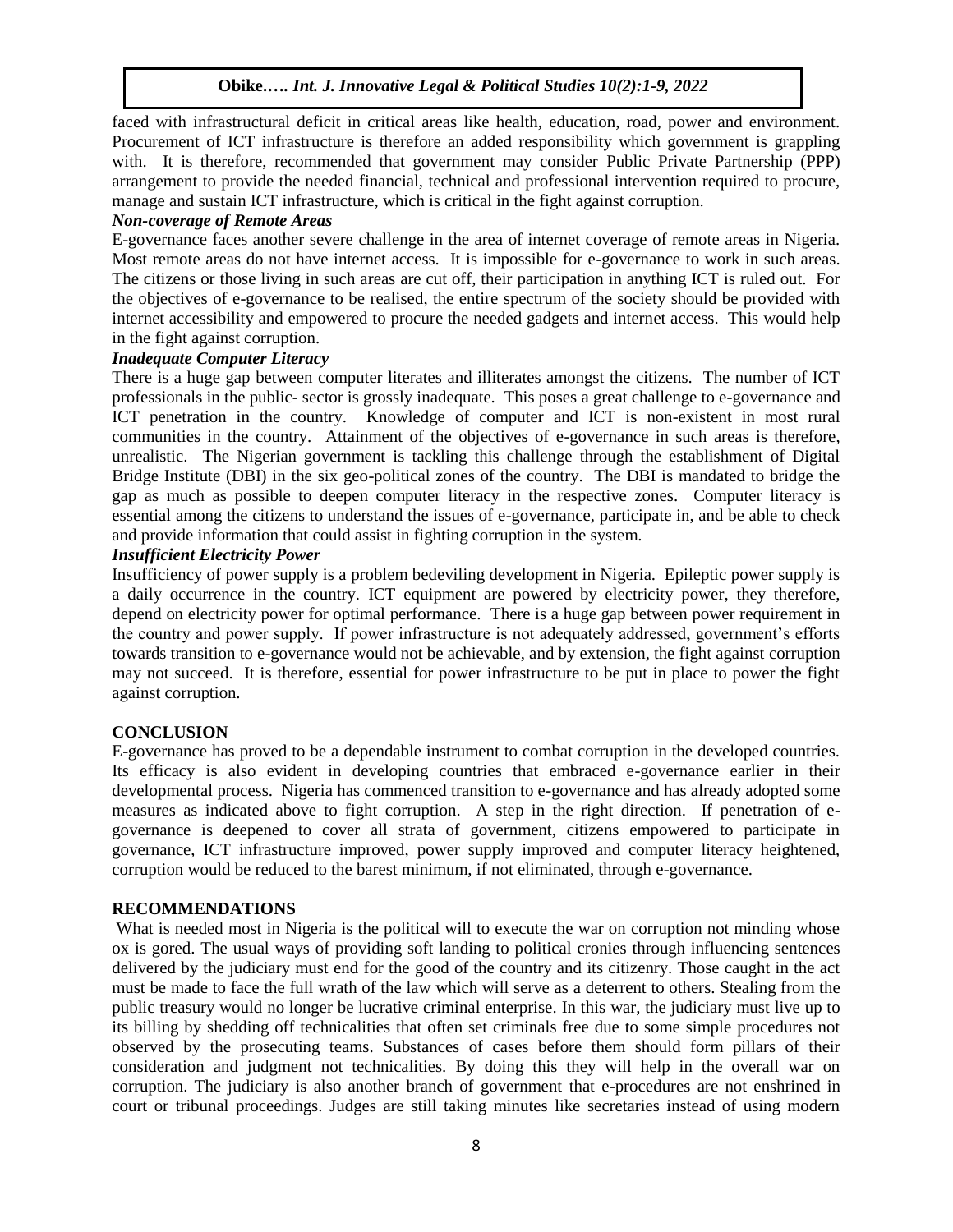faced with infrastructural deficit in critical areas like health, education, road, power and environment. Procurement of ICT infrastructure is therefore an added responsibility which government is grappling with. It is therefore, recommended that government may consider Public Private Partnership (PPP) arrangement to provide the needed financial, technical and professional intervention required to procure, manage and sustain ICT infrastructure, which is critical in the fight against corruption.

***Non-coverage of Remote Areas***

E-governance faces another severe challenge in the area of internet coverage of remote areas in Nigeria. Most remote areas do not have internet access. It is impossible for e-governance to work in such areas. The citizens or those living in such areas are cut off, their participation in anything ICT is ruled out. For the objectives of e-governance to be realised, the entire spectrum of the society should be provided with internet accessibility and empowered to procure the needed gadgets and internet access. This would help in the fight against corruption.

***Inadequate Computer Literacy***

There is a huge gap between computer literates and illiterates amongst the citizens. The number of ICT professionals in the public- sector is grossly inadequate. This poses a great challenge to e-governance and ICT penetration in the country. Knowledge of computer and ICT is non-existent in most rural communities in the country. Attainment of the objectives of e-governance in such areas is therefore, unrealistic. The Nigerian government is tackling this challenge through the establishment of Digital Bridge Institute (DBI) in the six geo-political zones of the country. The DBI is mandated to bridge the gap as much as possible to deepen computer literacy in the respective zones. Computer literacy is essential among the citizens to understand the issues of e-governance, participate in, and be able to check and provide information that could assist in fighting corruption in the system.

***Insufficient Electricity Power***

Insufficiency of power supply is a problem bedeviling development in Nigeria. Epileptic power supply is a daily occurrence in the country. ICT equipment are powered by electricity power, they therefore, depend on electricity power for optimal performance. There is a huge gap between power requirement in the country and power supply. If power infrastructure is not adequately addressed, government's efforts towards transition to e-governance would not be achievable, and by extension, the fight against corruption may not succeed. It is therefore, essential for power infrastructure to be put in place to power the fight against corruption.

## CONCLUSION

E-governance has proved to be a dependable instrument to combat corruption in the developed countries. Its efficacy is also evident in developing countries that embraced e-governance earlier in their developmental process. Nigeria has commenced transition to e-governance and has already adopted some measures as indicated above to fight corruption. A step in the right direction. If penetration of e-governance is deepened to cover all strata of government, citizens empowered to participate in governance, ICT infrastructure improved, power supply improved and computer literacy heightened, corruption would be reduced to the barest minimum, if not eliminated, through e-governance.

## RECOMMENDATIONS

What is needed most in Nigeria is the political will to execute the war on corruption not minding whose ox is gored. The usual ways of providing soft landing to political cronies through influencing sentences delivered by the judiciary must end for the good of the country and its citizenry. Those caught in the act must be made to face the full wrath of the law which will serve as a deterrent to others. Stealing from the public treasury would no longer be lucrative criminal enterprise. In this war, the judiciary must live up to its billing by shedding off technicalities that often set criminals free due to some simple procedures not observed by the prosecuting teams. Substances of cases before them should form pillars of their consideration and judgment not technicalities. By doing this they will help in the overall war on corruption. The judiciary is also another branch of government that e-procedures are not enshrined in court or tribunal proceedings. Judges are still taking minutes like secretaries instead of using modern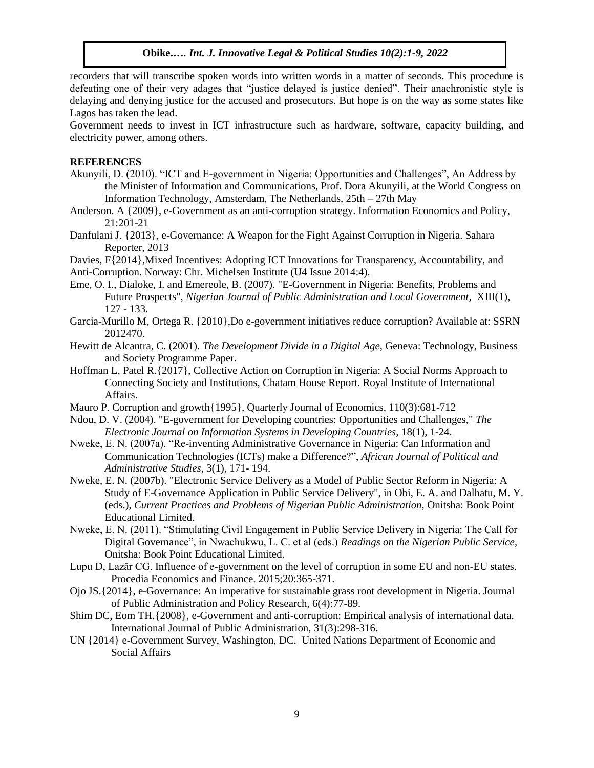recorders that will transcribe spoken words into written words in a matter of seconds. This procedure is defeating one of their very adages that "justice delayed is justice denied". Their anachronistic style is delaying and denying justice for the accused and prosecutors. But hope is on the way as some states like Lagos has taken the lead.

Government needs to invest in ICT infrastructure such as hardware, software, capacity building, and electricity power, among others.

## REFERENCES

Akunyili, D. (2010). "ICT and E-government in Nigeria: Opportunities and Challenges", An Address by the Minister of Information and Communications, Prof. Dora Akunyili, at the World Congress on Information Technology, Amsterdam, The Netherlands, 25th – 27th May

Anderson. A {2009}, e-Government as an anti-corruption strategy. Information Economics and Policy, 21:201-21

Danfulani J. {2013}, e-Governance: A Weapon for the Fight Against Corruption in Nigeria. Sahara Reporter, 2013

Davies, F{2014},Mixed Incentives: Adopting ICT Innovations for Transparency, Accountability, and Anti-Corruption. Norway: Chr. Michelsen Institute (U4 Issue 2014:4).

Eme, O. I., Dialoke, I. and Emereole, B. (2007). "E-Government in Nigeria: Benefits, Problems and Future Prospects", *Nigerian Journal of Public Administration and Local Government*, XIII(1), 127 - 133.

Garcia-Murillo M, Ortega R. {2010},Do e-government initiatives reduce corruption? Available at: SSRN 2012470.

Hewitt de Alcantra, C. (2001). *The Development Divide in a Digital Age*, Geneva: Technology, Business and Society Programme Paper.

Hoffman L, Patel R.{2017}, Collective Action on Corruption in Nigeria: A Social Norms Approach to Connecting Society and Institutions, Chatam House Report. Royal Institute of International Affairs.

Mauro P. Corruption and growth{1995}, Quarterly Journal of Economics, 110(3):681-712

Ndou, D. V. (2004). "E-government for Developing countries: Opportunities and Challenges," *The Electronic Journal on Information Systems in Developing Countries*, 18(1), 1-24.

Nweke, E. N. (2007a). "Re-inventing Administrative Governance in Nigeria: Can Information and Communication Technologies (ICTs) make a Difference?", *African Journal of Political and Administrative Studies*, 3(1), 171- 194.

Nweke, E. N. (2007b). "Electronic Service Delivery as a Model of Public Sector Reform in Nigeria: A Study of E-Governance Application in Public Service Delivery", in Obi, E. A. and Dalhatu, M. Y. (eds.), *Current Practices and Problems of Nigerian Public Administration*, Onitsha: Book Point Educational Limited.

Nweke, E. N. (2011). "Stimulating Civil Engagement in Public Service Delivery in Nigeria: The Call for Digital Governance", in Nwachukwu, L. C. et al (eds.) *Readings on the Nigerian Public Service*, Onitsha: Book Point Educational Limited.

Lupu D, Lazăr CG. Influence of e-government on the level of corruption in some EU and non-EU states. Procedia Economics and Finance. 2015;20:365-371.

Ojo JS.{2014}, e-Governance: An imperative for sustainable grass root development in Nigeria. Journal of Public Administration and Policy Research, 6(4):77-89.

Shim DC, Eom TH.{2008}, e-Government and anti-corruption: Empirical analysis of international data. International Journal of Public Administration, 31(3):298-316.

UN {2014} e-Government Survey, Washington, DC. United Nations Department of Economic and Social Affairs